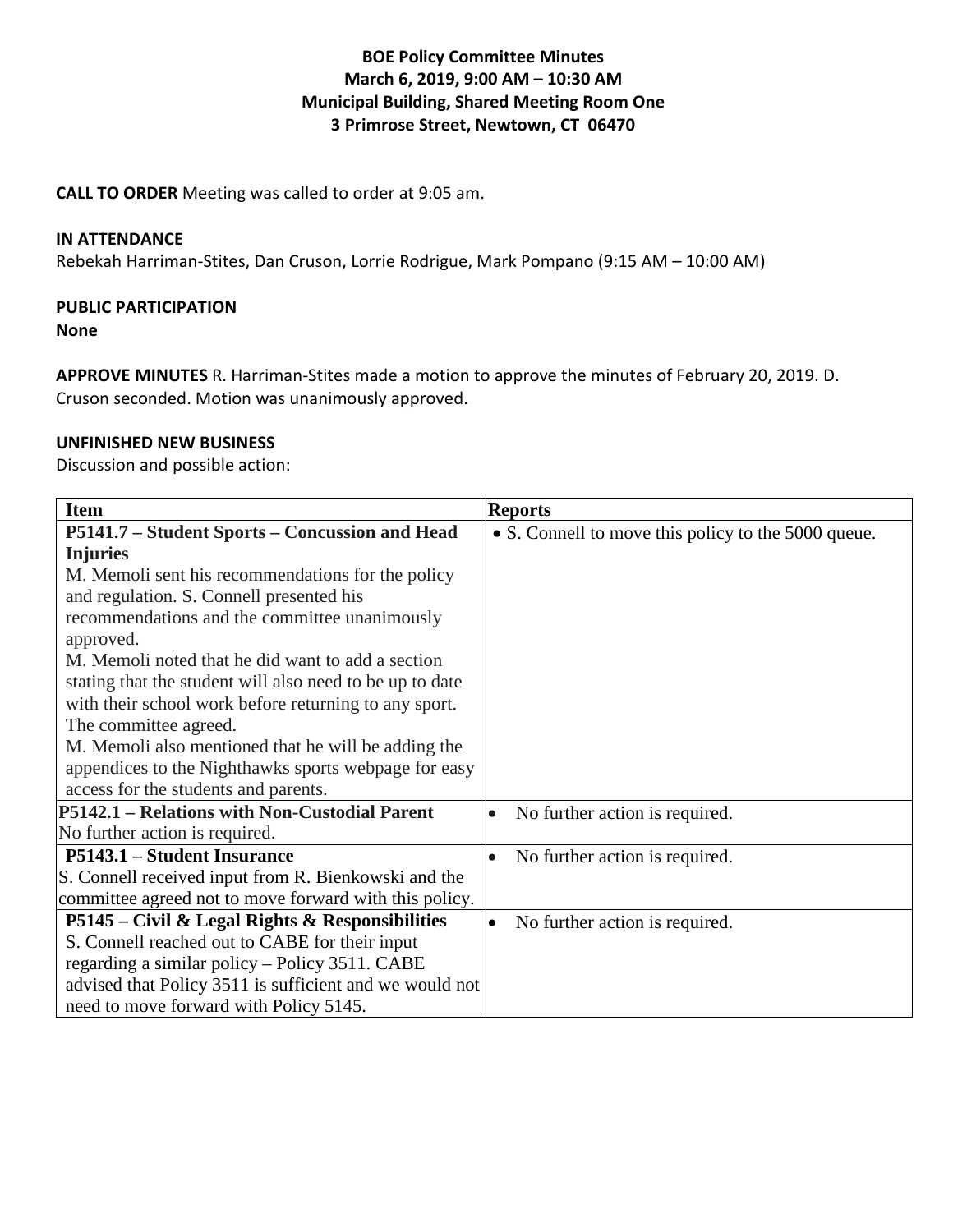# BOE Policy Committee Minutes
## March 6, 2019, 9:00 AM – 10:30 AM
## Municipal Building, Shared Meeting Room One
## 3 Primrose Street, Newtown, CT 06470

**CALL TO ORDER** Meeting was called to order at 9:05 am.

**IN ATTENDANCE**
Rebekah Harriman-Stites, Dan Cruson, Lorrie Rodrigue, Mark Pompano (9:15 AM – 10:00 AM)

**PUBLIC PARTICIPATION**
**None**

**APPROVE MINUTES** R. Harriman-Stites made a motion to approve the minutes of February 20, 2019. D. Cruson seconded. Motion was unanimously approved.

**UNFINISHED NEW BUSINESS**
Discussion and possible action:

| Item | Reports |
|---|---|
| **P5141.7 – Student Sports – Concussion and Head Injuries**<br>M. Memoli sent his recommendations for the policy and regulation. S. Connell presented his recommendations and the committee unanimously approved.<br>M. Memoli noted that he did want to add a section stating that the student will also need to be up to date with their school work before returning to any sport. The committee agreed.<br>M. Memoli also mentioned that he will be adding the appendices to the Nighthawks sports webpage for easy access for the students and parents. | • S. Connell to move this policy to the 5000 queue. |
| **P5142.1 – Relations with Non-Custodial Parent**<br>No further action is required. | • No further action is required. |
| **P5143.1 – Student Insurance**<br>S. Connell received input from R. Bienkowski and the committee agreed not to move forward with this policy. | • No further action is required. |
| **P5145 – Civil & Legal Rights & Responsibilities**<br>S. Connell reached out to CABE for their input regarding a similar policy – Policy 3511. CABE advised that Policy 3511 is sufficient and we would not need to move forward with Policy 5145. | • No further action is required. |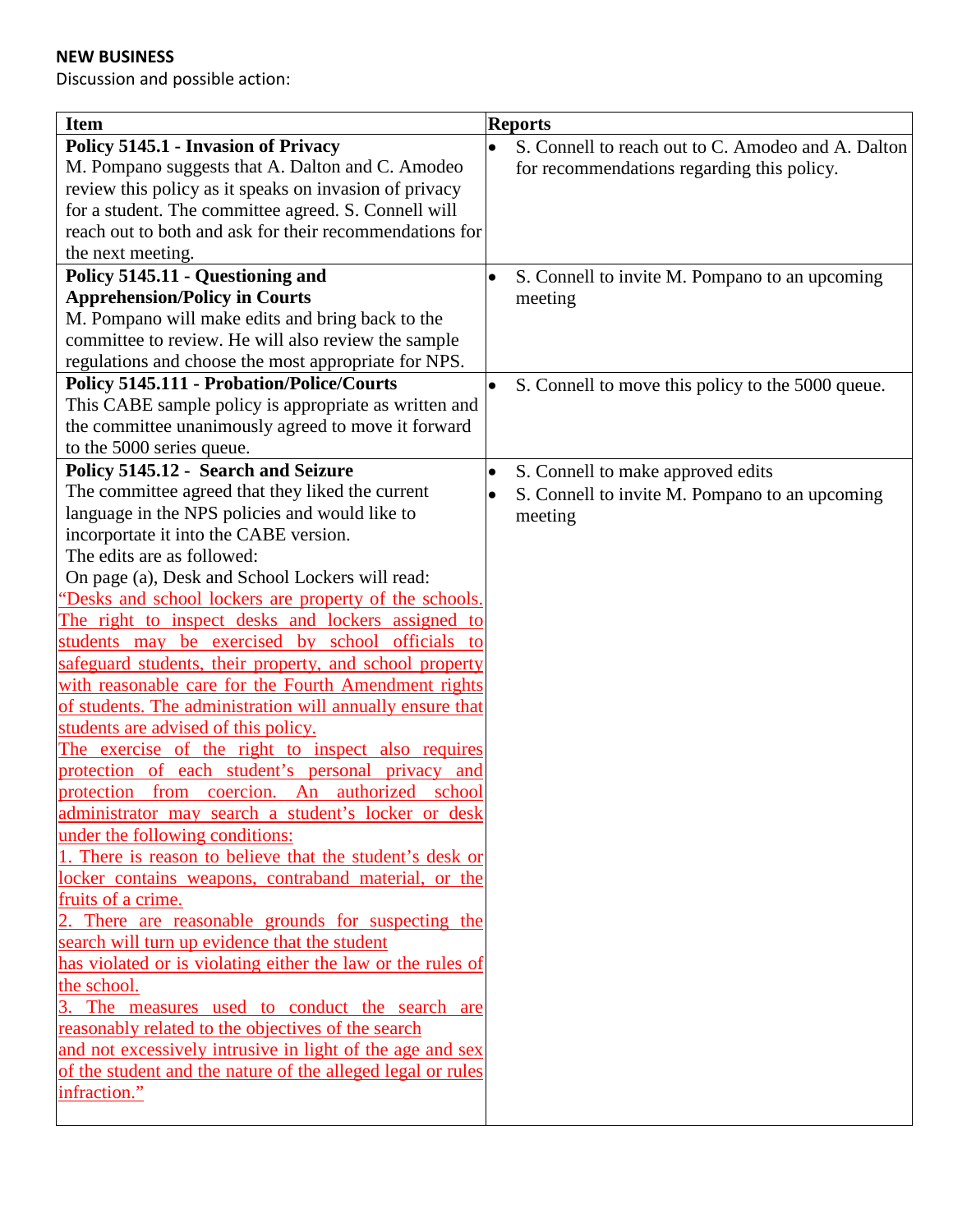**NEW BUSINESS**

Discussion and possible action:

| Item | Reports |
|---|---|
| **Policy 5145.1 - Invasion of Privacy**<br>M. Pompano suggests that A. Dalton and C. Amodeo review this policy as it speaks on invasion of privacy for a student. The committee agreed. S. Connell will reach out to both and ask for their recommendations for the next meeting. | • S. Connell to reach out to C. Amodeo and A. Dalton for recommendations regarding this policy. |
| **Policy 5145.11 - Questioning and Apprehension/Policy in Courts**<br>M. Pompano will make edits and bring back to the committee to review. He will also review the sample regulations and choose the most appropriate for NPS. | • S. Connell to invite M. Pompano to an upcoming meeting |
| **Policy 5145.111 - Probation/Police/Courts**<br>This CABE sample policy is appropriate as written and the committee unanimously agreed to move it forward to the 5000 series queue. | • S. Connell to move this policy to the 5000 queue. |
| **Policy 5145.12 - Search and Seizure**<br>The committee agreed that they liked the current language in the NPS policies and would like to incorportate it into the CABE version.<br>The edits are as followed:<br>On page (a), Desk and School Lockers will read:<br>"Desks and school lockers are property of the schools. The right to inspect desks and lockers assigned to students may be exercised by school officials to safeguard students, their property, and school property with reasonable care for the Fourth Amendment rights of students. The administration will annually ensure that students are advised of this policy.<br>The exercise of the right to inspect also requires protection of each student's personal privacy and protection from coercion. An authorized school administrator may search a student's locker or desk under the following conditions:<br>1. There is reason to believe that the student's desk or locker contains weapons, contraband material, or the fruits of a crime.<br>2. There are reasonable grounds for suspecting the search will turn up evidence that the student has violated or is violating either the law or the rules of the school.<br>3. The measures used to conduct the search are reasonably related to the objectives of the search and not excessively intrusive in light of the age and sex of the student and the nature of the alleged legal or rules infraction." | • S. Connell to make approved edits<br>• S. Connell to invite M. Pompano to an upcoming meeting |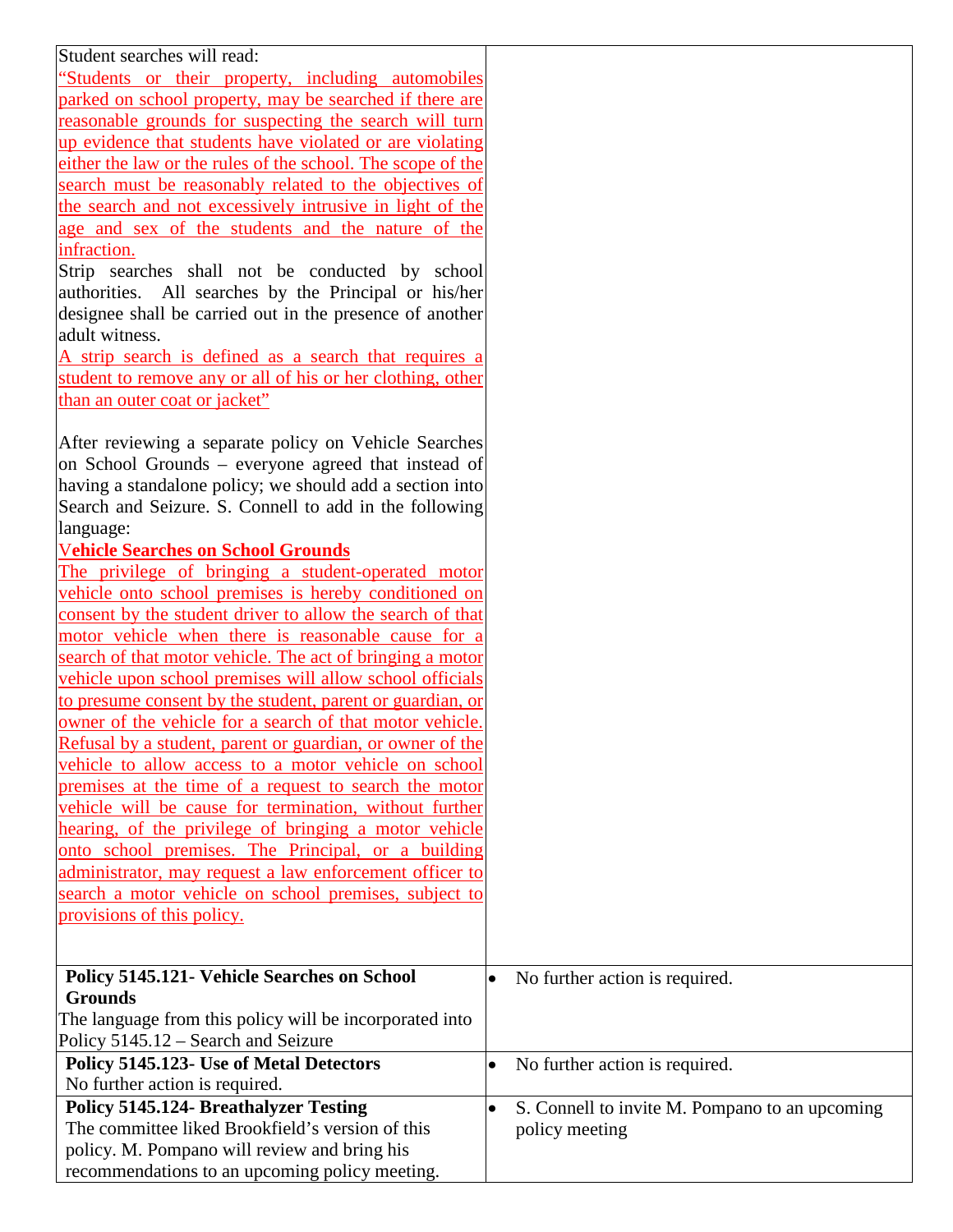| | |
|---|---|
| Student searches will read:<br>"Students or their property, including automobiles parked on school property, may be searched if there are reasonable grounds for suspecting the search will turn up evidence that students have violated or are violating either the law or the rules of the school. The scope of the search must be reasonably related to the objectives of the search and not excessively intrusive in light of the age and sex of the students and the nature of the infraction.<br>Strip searches shall not be conducted by school authorities. All searches by the Principal or his/her designee shall be carried out in the presence of another adult witness.<br>A strip search is defined as a search that requires a student to remove any or all of his or her clothing, other than an outer coat or jacket"<br><br>After reviewing a separate policy on Vehicle Searches on School Grounds – everyone agreed that instead of having a standalone policy; we should add a section into Search and Seizure. S. Connell to add in the following language:<br>**Vehicle Searches on School Grounds**<br>The privilege of bringing a student-operated motor vehicle onto school premises is hereby conditioned on consent by the student driver to allow the search of that motor vehicle when there is reasonable cause for a search of that motor vehicle. The act of bringing a motor vehicle upon school premises will allow school officials to presume consent by the student, parent or guardian, or owner of the vehicle for a search of that motor vehicle. Refusal by a student, parent or guardian, or owner of the vehicle to allow access to a motor vehicle on school premises at the time of a request to search the motor vehicle will be cause for termination, without further hearing, of the privilege of bringing a motor vehicle onto school premises. The Principal, or a building administrator, may request a law enforcement officer to search a motor vehicle on school premises, subject to provisions of this policy. | |
| **Policy 5145.121- Vehicle Searches on School Grounds**<br>The language from this policy will be incorporated into Policy 5145.12 – Search and Seizure | • No further action is required. |
| **Policy 5145.123- Use of Metal Detectors**<br>No further action is required. | • No further action is required. |
| **Policy 5145.124- Breathalyzer Testing**<br>The committee liked Brookfield's version of this policy. M. Pompano will review and bring his recommendations to an upcoming policy meeting. | • S. Connell to invite M. Pompano to an upcoming policy meeting |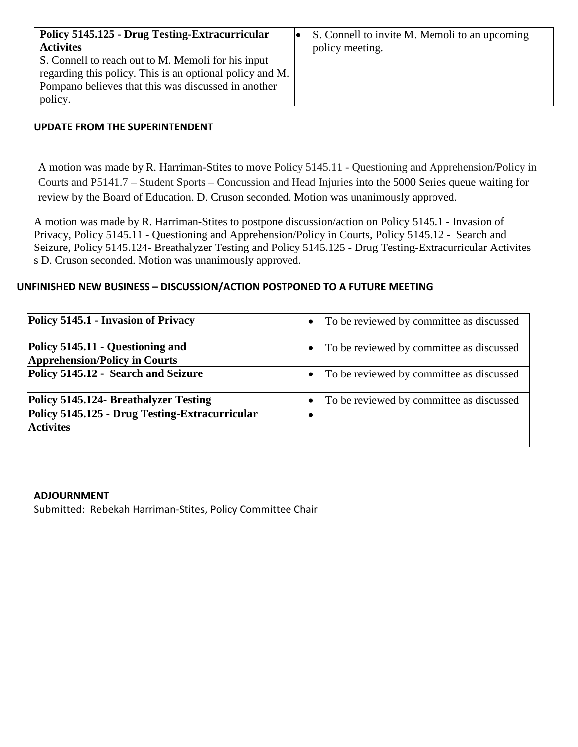| | |
|---|---|
| **Policy 5145.125 - Drug Testing-Extracurricular Activites**<br>S. Connell to reach out to M. Memoli for his input regarding this policy. This is an optional policy and M. Pompano believes that this was discussed in another policy. | • S. Connell to invite M. Memoli to an upcoming policy meeting. |

**UPDATE FROM THE SUPERINTENDENT**

A motion was made by R. Harriman-Stites to move Policy 5145.11 - Questioning and Apprehension/Policy in Courts and P5141.7 – Student Sports – Concussion and Head Injuries into the 5000 Series queue waiting for review by the Board of Education. D. Cruson seconded. Motion was unanimously approved.

A motion was made by R. Harriman-Stites to postpone discussion/action on Policy 5145.1 - Invasion of Privacy, Policy 5145.11 - Questioning and Apprehension/Policy in Courts, Policy 5145.12 - Search and Seizure, Policy 5145.124- Breathalyzer Testing and Policy 5145.125 - Drug Testing-Extracurricular Activites s D. Cruson seconded. Motion was unanimously approved.

**UNFINISHED NEW BUSINESS – DISCUSSION/ACTION POSTPONED TO A FUTURE MEETING**

| | |
|---|---|
| **Policy 5145.1 - Invasion of Privacy** | • To be reviewed by committee as discussed |
| **Policy 5145.11 - Questioning and Apprehension/Policy in Courts** | • To be reviewed by committee as discussed |
| **Policy 5145.12 - Search and Seizure** | • To be reviewed by committee as discussed |
| **Policy 5145.124- Breathalyzer Testing** | • To be reviewed by committee as discussed |
| **Policy 5145.125 - Drug Testing-Extracurricular Activites** | • |

**ADJOURNMENT**

Submitted: Rebekah Harriman-Stites, Policy Committee Chair